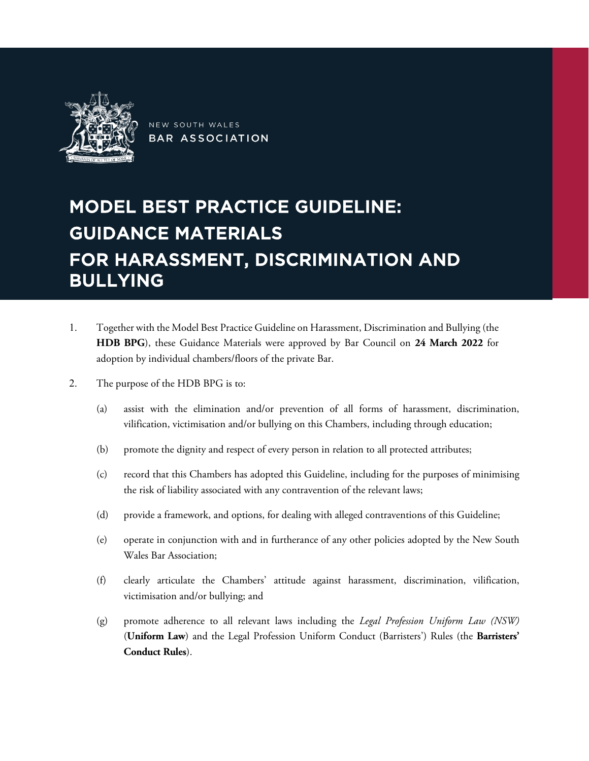NEW SOUTH WALES
BAR ASSOCIATION

# MODEL BEST PRACTICE GUIDELINE: GUIDANCE MATERIALS FOR HARASSMENT, DISCRIMINATION AND BULLYING

1. Together with the Model Best Practice Guideline on Harassment, Discrimination and Bullying (the **HDB BPG**), these Guidance Materials were approved by Bar Council on **24 March 2022** for adoption by individual chambers/floors of the private Bar.

2. The purpose of the HDB BPG is to:

   (a) assist with the elimination and/or prevention of all forms of harassment, discrimination, vilification, victimisation and/or bullying on this Chambers, including through education;

   (b) promote the dignity and respect of every person in relation to all protected attributes;

   (c) record that this Chambers has adopted this Guideline, including for the purposes of minimising the risk of liability associated with any contravention of the relevant laws;

   (d) provide a framework, and options, for dealing with alleged contraventions of this Guideline;

   (e) operate in conjunction with and in furtherance of any other policies adopted by the New South Wales Bar Association;

   (f) clearly articulate the Chambers' attitude against harassment, discrimination, vilification, victimisation and/or bullying; and

   (g) promote adherence to all relevant laws including the *Legal Profession Uniform Law (NSW)* (**Uniform Law**) and the Legal Profession Uniform Conduct (Barristers') Rules (the **Barristers' Conduct Rules**).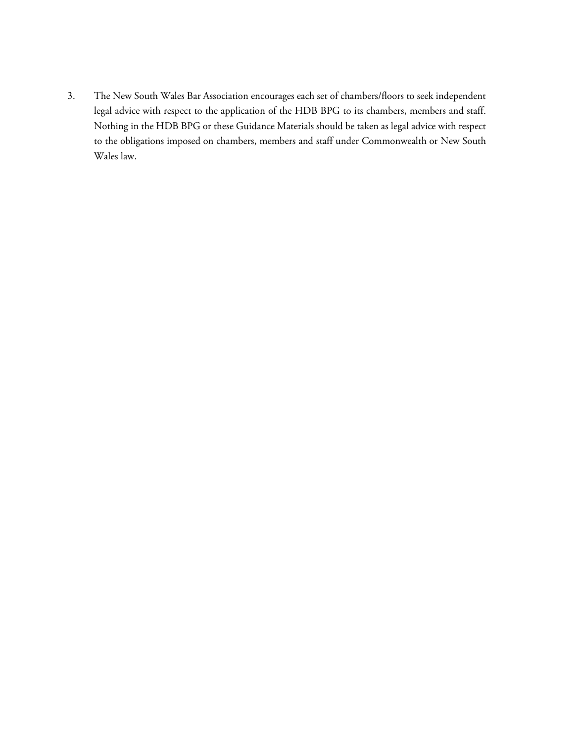3. The New South Wales Bar Association encourages each set of chambers/floors to seek independent legal advice with respect to the application of the HDB BPG to its chambers, members and staff. Nothing in the HDB BPG or these Guidance Materials should be taken as legal advice with respect to the obligations imposed on chambers, members and staff under Commonwealth or New South Wales law.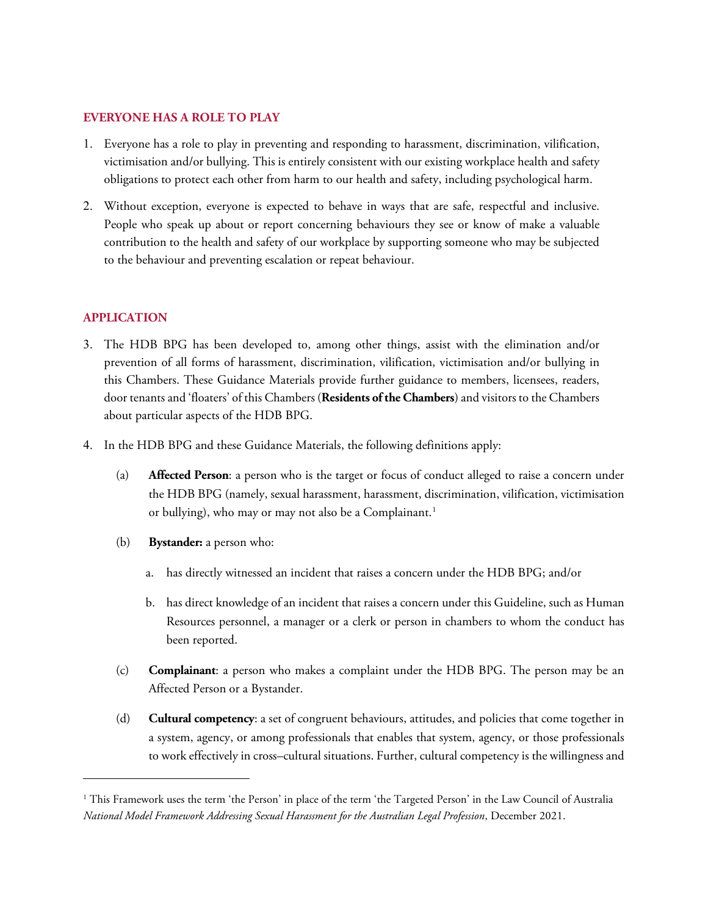## EVERYONE HAS A ROLE TO PLAY

1. Everyone has a role to play in preventing and responding to harassment, discrimination, vilification, victimisation and/or bullying. This is entirely consistent with our existing workplace health and safety obligations to protect each other from harm to our health and safety, including psychological harm.

2. Without exception, everyone is expected to behave in ways that are safe, respectful and inclusive. People who speak up about or report concerning behaviours they see or know of make a valuable contribution to the health and safety of our workplace by supporting someone who may be subjected to the behaviour and preventing escalation or repeat behaviour.

## APPLICATION

3. The HDB BPG has been developed to, among other things, assist with the elimination and/or prevention of all forms of harassment, discrimination, vilification, victimisation and/or bullying in this Chambers. These Guidance Materials provide further guidance to members, licensees, readers, door tenants and 'floaters' of this Chambers (**Residents of the Chambers**) and visitors to the Chambers about particular aspects of the HDB BPG.

4. In the HDB BPG and these Guidance Materials, the following definitions apply:

   (a) **Affected Person**: a person who is the target or focus of conduct alleged to raise a concern under the HDB BPG (namely, sexual harassment, harassment, discrimination, vilification, victimisation or bullying), who may or may not also be a Complainant.[1]

   (b) **Bystander:** a person who:

      a. has directly witnessed an incident that raises a concern under the HDB BPG; and/or

      b. has direct knowledge of an incident that raises a concern under this Guideline, such as Human Resources personnel, a manager or a clerk or person in chambers to whom the conduct has been reported.

   (c) **Complainant**: a person who makes a complaint under the HDB BPG. The person may be an Affected Person or a Bystander.

   (d) **Cultural competency**: a set of congruent behaviours, attitudes, and policies that come together in a system, agency, or among professionals that enables that system, agency, or those professionals to work effectively in cross–cultural situations. Further, cultural competency is the willingness and

---

[1] This Framework uses the term 'the Person' in place of the term 'the Targeted Person' in the Law Council of Australia *National Model Framework Addressing Sexual Harassment for the Australian Legal Profession*, December 2021.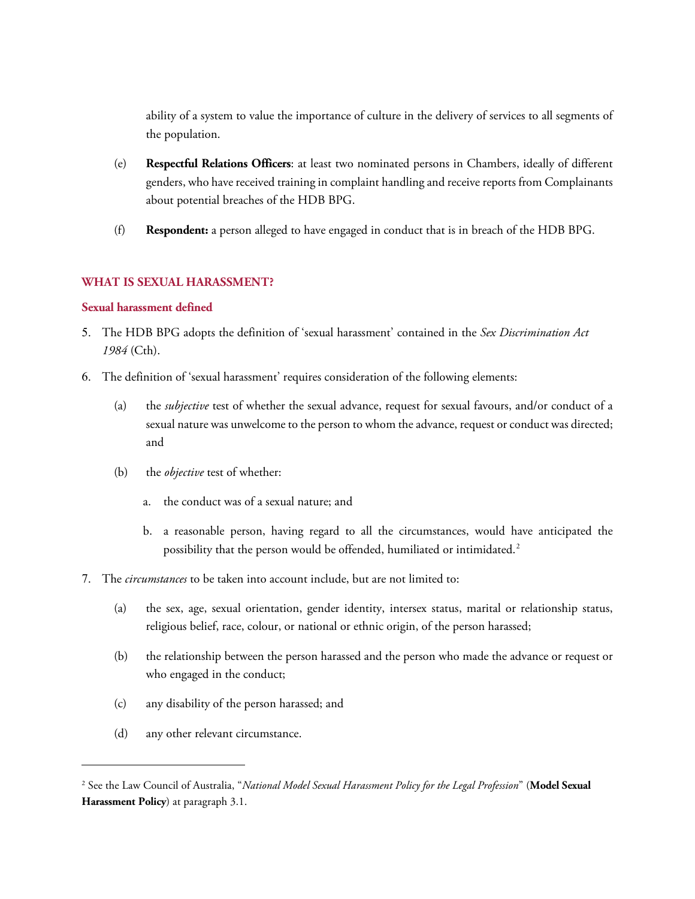ability of a system to value the importance of culture in the delivery of services to all segments of the population.

(e) **Respectful Relations Officers**: at least two nominated persons in Chambers, ideally of different genders, who have received training in complaint handling and receive reports from Complainants about potential breaches of the HDB BPG.

(f) **Respondent:** a person alleged to have engaged in conduct that is in breach of the HDB BPG.

## WHAT IS SEXUAL HARASSMENT?

### Sexual harassment defined

5. The HDB BPG adopts the definition of 'sexual harassment' contained in the *Sex Discrimination Act 1984* (Cth).

6. The definition of 'sexual harassment' requires consideration of the following elements:

   (a) the *subjective* test of whether the sexual advance, request for sexual favours, and/or conduct of a sexual nature was unwelcome to the person to whom the advance, request or conduct was directed; and

   (b) the *objective* test of whether:

      a. the conduct was of a sexual nature; and

      b. a reasonable person, having regard to all the circumstances, would have anticipated the possibility that the person would be offended, humiliated or intimidated.[2]

7. The *circumstances* to be taken into account include, but are not limited to:

   (a) the sex, age, sexual orientation, gender identity, intersex status, marital or relationship status, religious belief, race, colour, or national or ethnic origin, of the person harassed;

   (b) the relationship between the person harassed and the person who made the advance or request or who engaged in the conduct;

   (c) any disability of the person harassed; and

   (d) any other relevant circumstance.

---

[2] See the Law Council of Australia, "*National Model Sexual Harassment Policy for the Legal Profession*" (**Model Sexual Harassment Policy**) at paragraph 3.1.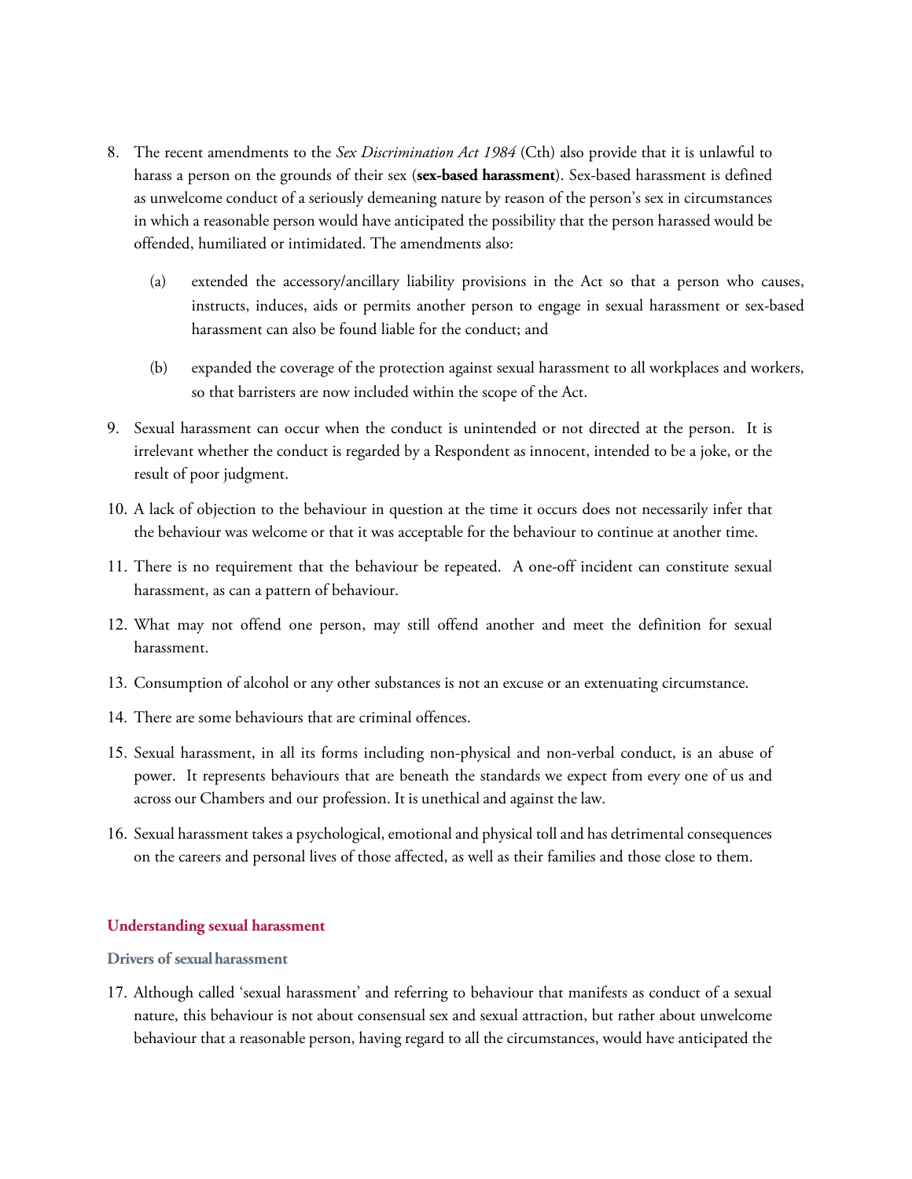8. The recent amendments to the *Sex Discrimination Act 1984* (Cth) also provide that it is unlawful to harass a person on the grounds of their sex (**sex-based harassment**). Sex-based harassment is defined as unwelcome conduct of a seriously demeaning nature by reason of the person's sex in circumstances in which a reasonable person would have anticipated the possibility that the person harassed would be offended, humiliated or intimidated. The amendments also:

   (a) extended the accessory/ancillary liability provisions in the Act so that a person who causes, instructs, induces, aids or permits another person to engage in sexual harassment or sex-based harassment can also be found liable for the conduct; and

   (b) expanded the coverage of the protection against sexual harassment to all workplaces and workers, so that barristers are now included within the scope of the Act.

9. Sexual harassment can occur when the conduct is unintended or not directed at the person. It is irrelevant whether the conduct is regarded by a Respondent as innocent, intended to be a joke, or the result of poor judgment.

10. A lack of objection to the behaviour in question at the time it occurs does not necessarily infer that the behaviour was welcome or that it was acceptable for the behaviour to continue at another time.

11. There is no requirement that the behaviour be repeated. A one-off incident can constitute sexual harassment, as can a pattern of behaviour.

12. What may not offend one person, may still offend another and meet the definition for sexual harassment.

13. Consumption of alcohol or any other substances is not an excuse or an extenuating circumstance.

14. There are some behaviours that are criminal offences.

15. Sexual harassment, in all its forms including non-physical and non-verbal conduct, is an abuse of power. It represents behaviours that are beneath the standards we expect from every one of us and across our Chambers and our profession. It is unethical and against the law.

16. Sexual harassment takes a psychological, emotional and physical toll and has detrimental consequences on the careers and personal lives of those affected, as well as their families and those close to them.

## Understanding sexual harassment

### Drivers of sexual harassment

17. Although called 'sexual harassment' and referring to behaviour that manifests as conduct of a sexual nature, this behaviour is not about consensual sex and sexual attraction, but rather about unwelcome behaviour that a reasonable person, having regard to all the circumstances, would have anticipated the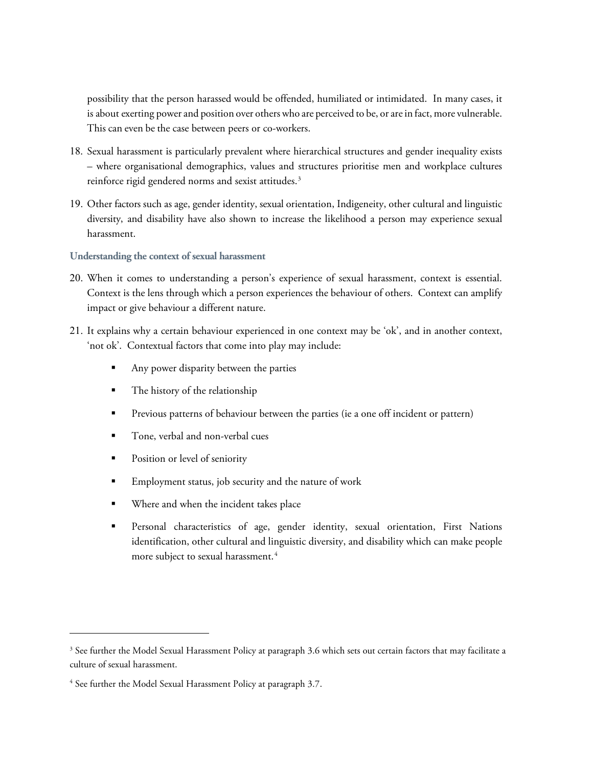possibility that the person harassed would be offended, humiliated or intimidated. In many cases, it is about exerting power and position over others who are perceived to be, or are in fact, more vulnerable. This can even be the case between peers or co-workers.

18. Sexual harassment is particularly prevalent where hierarchical structures and gender inequality exists – where organisational demographics, values and structures prioritise men and workplace cultures reinforce rigid gendered norms and sexist attitudes.[3]

19. Other factors such as age, gender identity, sexual orientation, Indigeneity, other cultural and linguistic diversity, and disability have also shown to increase the likelihood a person may experience sexual harassment.

### Understanding the context of sexual harassment

20. When it comes to understanding a person's experience of sexual harassment, context is essential. Context is the lens through which a person experiences the behaviour of others. Context can amplify impact or give behaviour a different nature.

21. It explains why a certain behaviour experienced in one context may be 'ok', and in another context, 'not ok'. Contextual factors that come into play may include:

    - Any power disparity between the parties
    - The history of the relationship
    - Previous patterns of behaviour between the parties (ie a one off incident or pattern)
    - Tone, verbal and non-verbal cues
    - Position or level of seniority
    - Employment status, job security and the nature of work
    - Where and when the incident takes place
    - Personal characteristics of age, gender identity, sexual orientation, First Nations identification, other cultural and linguistic diversity, and disability which can make people more subject to sexual harassment.[4]

---

[3] See further the Model Sexual Harassment Policy at paragraph 3.6 which sets out certain factors that may facilitate a culture of sexual harassment.

[4] See further the Model Sexual Harassment Policy at paragraph 3.7.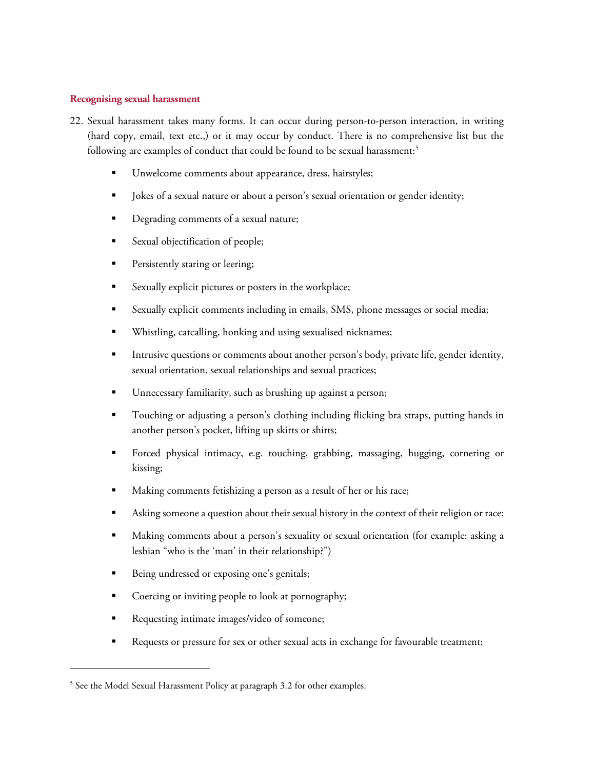### Recognising sexual harassment

22. Sexual harassment takes many forms. It can occur during person-to-person interaction, in writing (hard copy, email, text etc.,) or it may occur by conduct. There is no comprehensive list but the following are examples of conduct that could be found to be sexual harassment:[5]

    - Unwelcome comments about appearance, dress, hairstyles;
    - Jokes of a sexual nature or about a person's sexual orientation or gender identity;
    - Degrading comments of a sexual nature;
    - Sexual objectification of people;
    - Persistently staring or leering;
    - Sexually explicit pictures or posters in the workplace;
    - Sexually explicit comments including in emails, SMS, phone messages or social media;
    - Whistling, catcalling, honking and using sexualised nicknames;
    - Intrusive questions or comments about another person's body, private life, gender identity, sexual orientation, sexual relationships and sexual practices;
    - Unnecessary familiarity, such as brushing up against a person;
    - Touching or adjusting a person's clothing including flicking bra straps, putting hands in another person's pocket, lifting up skirts or shirts;
    - Forced physical intimacy, e.g. touching, grabbing, massaging, hugging, cornering or kissing;
    - Making comments fetishizing a person as a result of her or his race;
    - Asking someone a question about their sexual history in the context of their religion or race;
    - Making comments about a person's sexuality or sexual orientation (for example: asking a lesbian "who is the 'man' in their relationship?")
    - Being undressed or exposing one's genitals;
    - Coercing or inviting people to look at pornography;
    - Requesting intimate images/video of someone;
    - Requests or pressure for sex or other sexual acts in exchange for favourable treatment;

---

[5] See the Model Sexual Harassment Policy at paragraph 3.2 for other examples.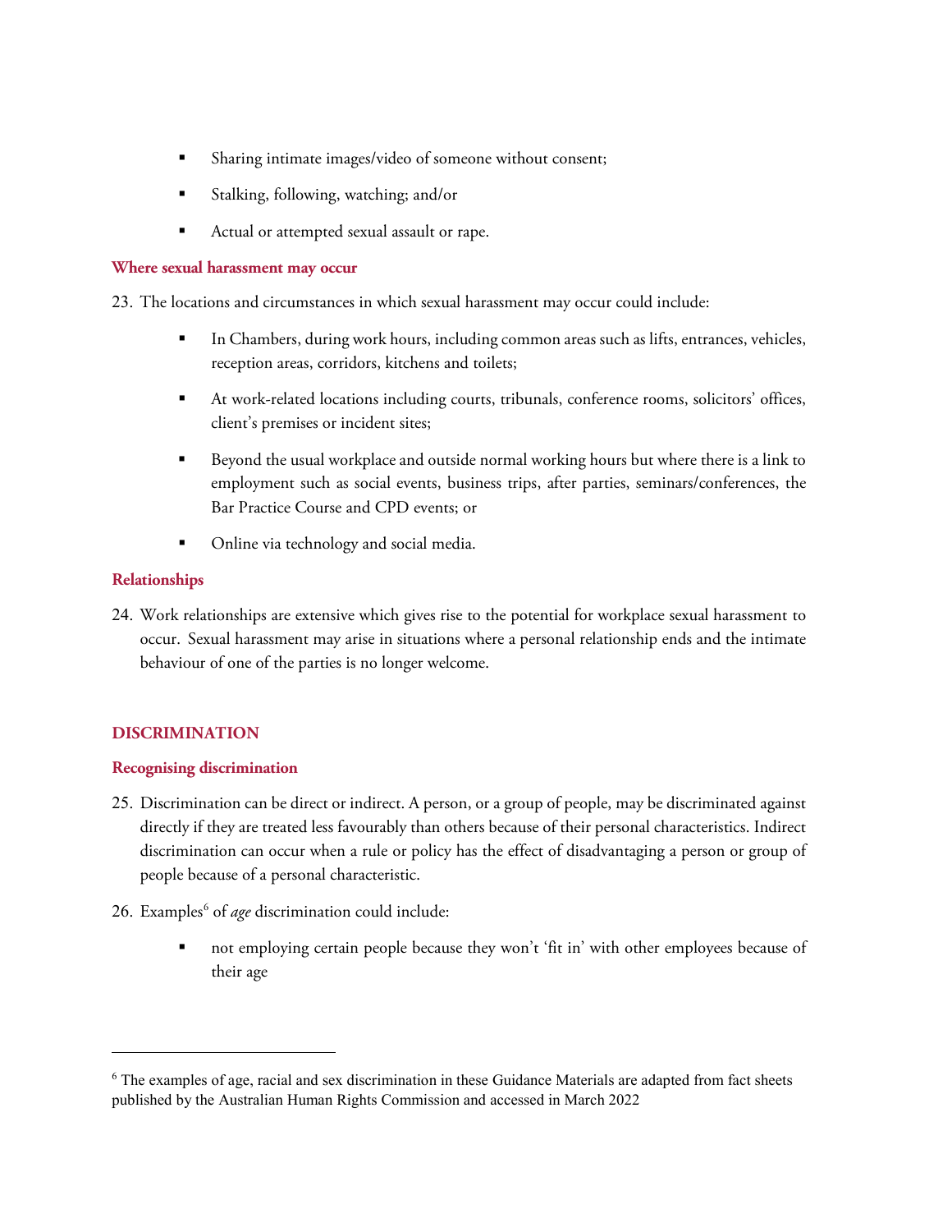- Sharing intimate images/video of someone without consent;
- Stalking, following, watching; and/or
- Actual or attempted sexual assault or rape.

### Where sexual harassment may occur

23. The locations and circumstances in which sexual harassment may occur could include:

    - In Chambers, during work hours, including common areas such as lifts, entrances, vehicles, reception areas, corridors, kitchens and toilets;
    - At work-related locations including courts, tribunals, conference rooms, solicitors' offices, client's premises or incident sites;
    - Beyond the usual workplace and outside normal working hours but where there is a link to employment such as social events, business trips, after parties, seminars/conferences, the Bar Practice Course and CPD events; or
    - Online via technology and social media.

### Relationships

24. Work relationships are extensive which gives rise to the potential for workplace sexual harassment to occur. Sexual harassment may arise in situations where a personal relationship ends and the intimate behaviour of one of the parties is no longer welcome.

## DISCRIMINATION

### Recognising discrimination

25. Discrimination can be direct or indirect. A person, or a group of people, may be discriminated against directly if they are treated less favourably than others because of their personal characteristics. Indirect discrimination can occur when a rule or policy has the effect of disadvantaging a person or group of people because of a personal characteristic.

26. Examples[6] of *age* discrimination could include:

    - not employing certain people because they won't 'fit in' with other employees because of their age

---

[6] The examples of age, racial and sex discrimination in these Guidance Materials are adapted from fact sheets published by the Australian Human Rights Commission and accessed in March 2022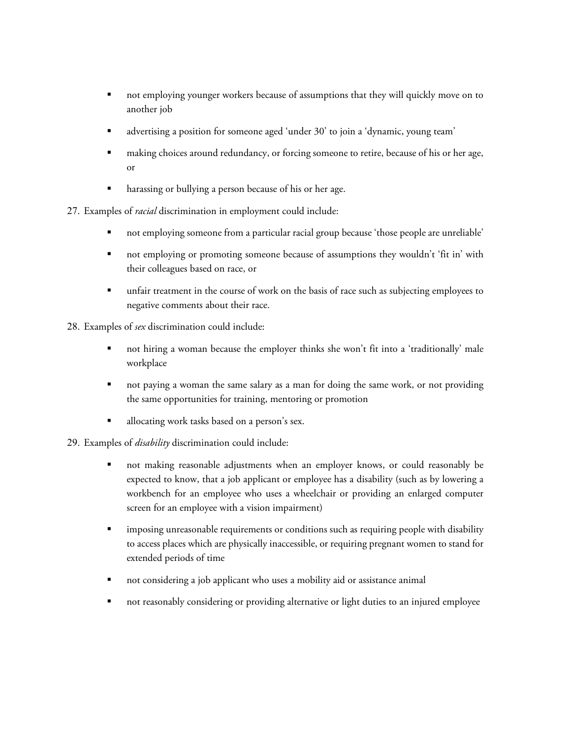- not employing younger workers because of assumptions that they will quickly move on to another job
- advertising a position for someone aged 'under 30' to join a 'dynamic, young team'
- making choices around redundancy, or forcing someone to retire, because of his or her age, or
- harassing or bullying a person because of his or her age.

27. Examples of *racial* discrimination in employment could include:

    - not employing someone from a particular racial group because 'those people are unreliable'
    - not employing or promoting someone because of assumptions they wouldn't 'fit in' with their colleagues based on race, or
    - unfair treatment in the course of work on the basis of race such as subjecting employees to negative comments about their race.

28. Examples of *sex* discrimination could include:

    - not hiring a woman because the employer thinks she won't fit into a 'traditionally' male workplace
    - not paying a woman the same salary as a man for doing the same work, or not providing the same opportunities for training, mentoring or promotion
    - allocating work tasks based on a person's sex.

29. Examples of *disability* discrimination could include:

    - not making reasonable adjustments when an employer knows, or could reasonably be expected to know, that a job applicant or employee has a disability (such as by lowering a workbench for an employee who uses a wheelchair or providing an enlarged computer screen for an employee with a vision impairment)
    - imposing unreasonable requirements or conditions such as requiring people with disability to access places which are physically inaccessible, or requiring pregnant women to stand for extended periods of time
    - not considering a job applicant who uses a mobility aid or assistance animal
    - not reasonably considering or providing alternative or light duties to an injured employee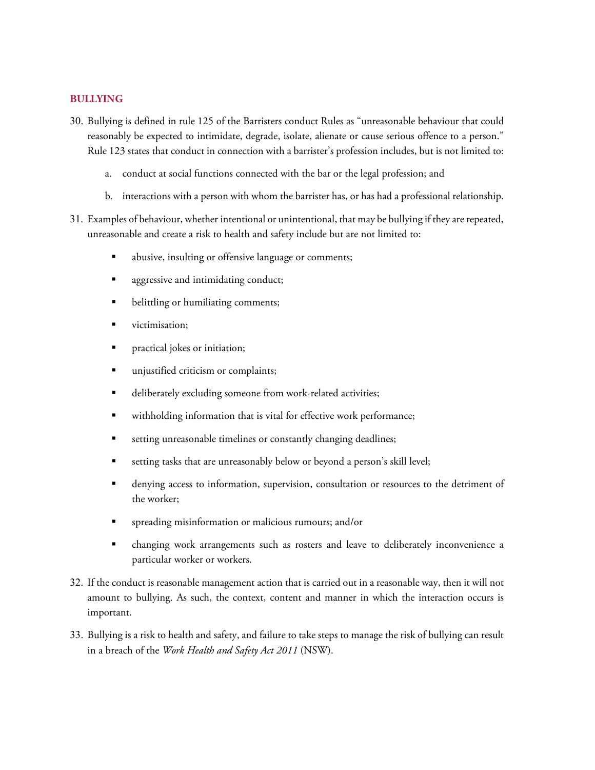## BULLYING

30. Bullying is defined in rule 125 of the Barristers conduct Rules as "unreasonable behaviour that could reasonably be expected to intimidate, degrade, isolate, alienate or cause serious offence to a person." Rule 123 states that conduct in connection with a barrister's profession includes, but is not limited to:

    a. conduct at social functions connected with the bar or the legal profession; and

    b. interactions with a person with whom the barrister has, or has had a professional relationship.

31. Examples of behaviour, whether intentional or unintentional, that may be bullying if they are repeated, unreasonable and create a risk to health and safety include but are not limited to:

    - abusive, insulting or offensive language or comments;
    - aggressive and intimidating conduct;
    - belittling or humiliating comments;
    - victimisation;
    - practical jokes or initiation;
    - unjustified criticism or complaints;
    - deliberately excluding someone from work-related activities;
    - withholding information that is vital for effective work performance;
    - setting unreasonable timelines or constantly changing deadlines;
    - setting tasks that are unreasonably below or beyond a person's skill level;
    - denying access to information, supervision, consultation or resources to the detriment of the worker;
    - spreading misinformation or malicious rumours; and/or
    - changing work arrangements such as rosters and leave to deliberately inconvenience a particular worker or workers.

32. If the conduct is reasonable management action that is carried out in a reasonable way, then it will not amount to bullying. As such, the context, content and manner in which the interaction occurs is important.

33. Bullying is a risk to health and safety, and failure to take steps to manage the risk of bullying can result in a breach of the *Work Health and Safety Act 2011* (NSW).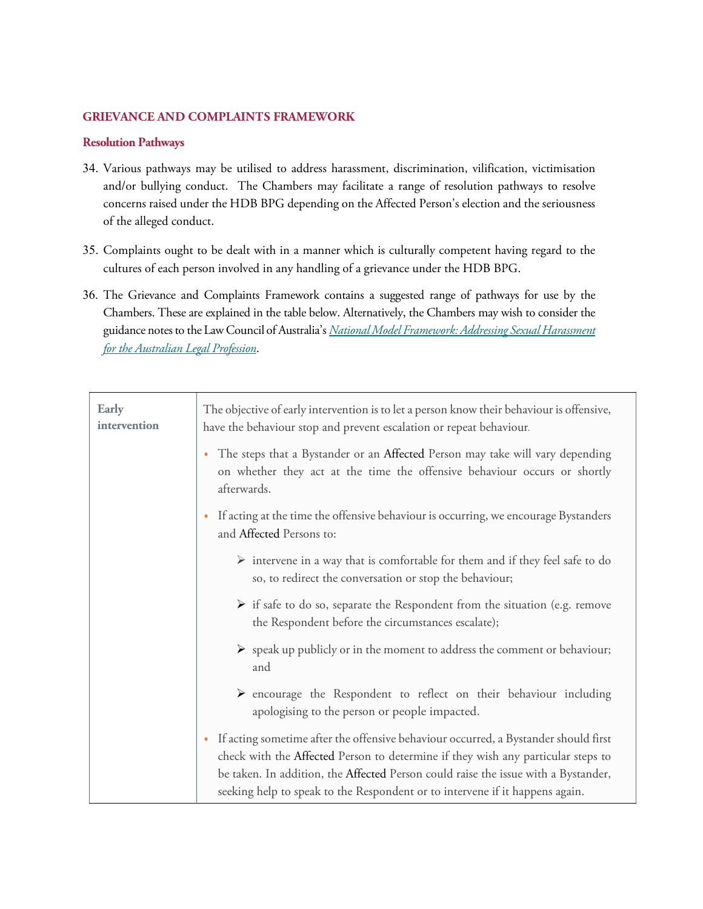## GRIEVANCE AND COMPLAINTS FRAMEWORK

### Resolution Pathways

34. Various pathways may be utilised to address harassment, discrimination, vilification, victimisation and/or bullying conduct. The Chambers may facilitate a range of resolution pathways to resolve concerns raised under the HDB BPG depending on the Affected Person's election and the seriousness of the alleged conduct.

35. Complaints ought to be dealt with in a manner which is culturally competent having regard to the cultures of each person involved in any handling of a grievance under the HDB BPG.

36. The Grievance and Complaints Framework contains a suggested range of pathways for use by the Chambers. These are explained in the table below. Alternatively, the Chambers may wish to consider the guidance notes to the Law Council of Australia's *National Model Framework: Addressing Sexual Harassment for the Australian Legal Profession*.

| | |
|---|---|
| **Early intervention** | The objective of early intervention is to let a person know their behaviour is offensive, have the behaviour stop and prevent escalation or repeat behaviour.<br><br>• The steps that a Bystander or an Affected Person may take will vary depending on whether they act at the time the offensive behaviour occurs or shortly afterwards.<br><br>• If acting at the time the offensive behaviour is occurring, we encourage Bystanders and Affected Persons to:<br>➢ intervene in a way that is comfortable for them and if they feel safe to do so, to redirect the conversation or stop the behaviour;<br>➢ if safe to do so, separate the Respondent from the situation (e.g. remove the Respondent before the circumstances escalate);<br>➢ speak up publicly or in the moment to address the comment or behaviour; and<br>➢ encourage the Respondent to reflect on their behaviour including apologising to the person or people impacted.<br><br>• If acting sometime after the offensive behaviour occurred, a Bystander should first check with the Affected Person to determine if they wish any particular steps to be taken. In addition, the Affected Person could raise the issue with a Bystander, seeking help to speak to the Respondent or to intervene if it happens again. |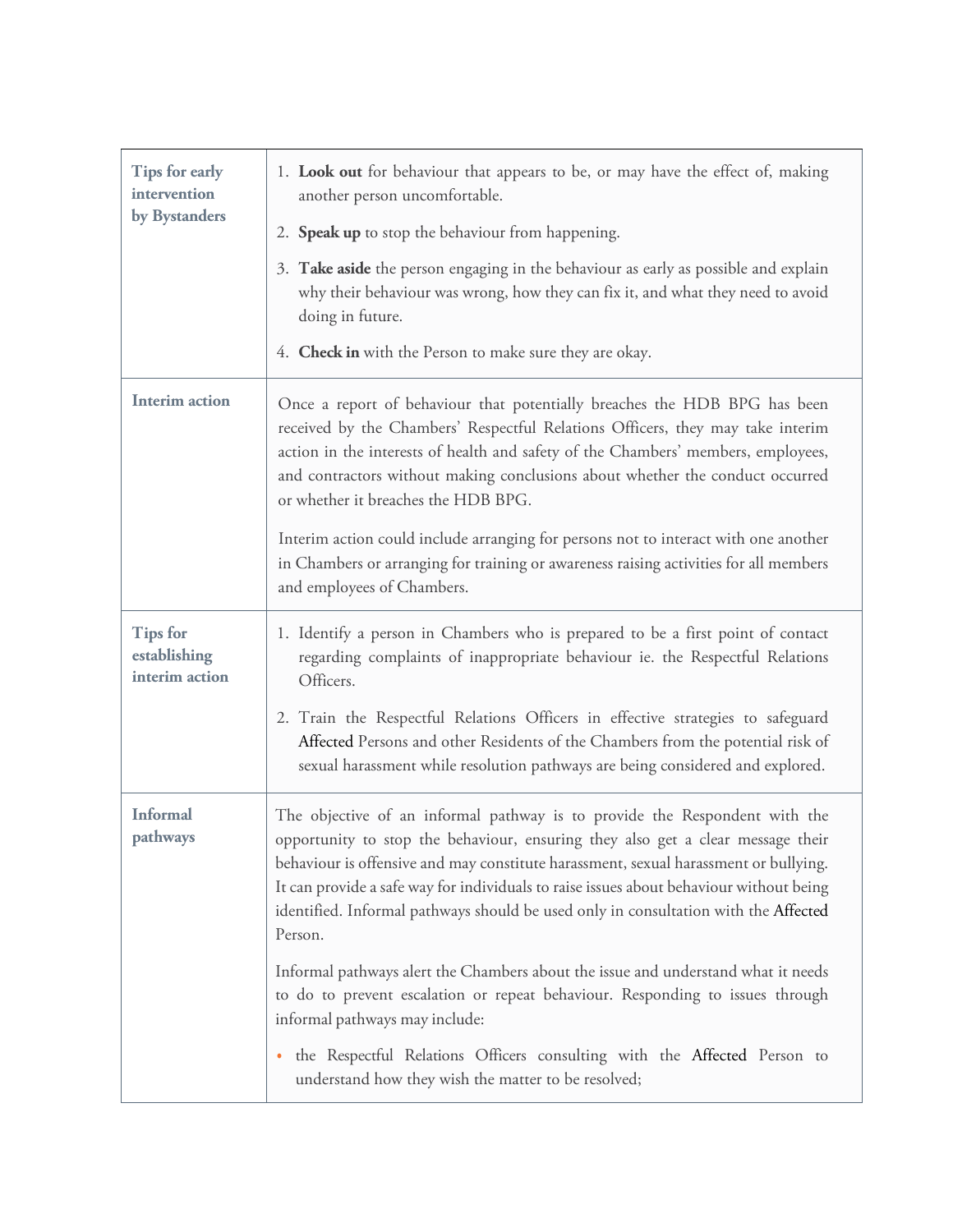| | |
|---|---|
| **Tips for early intervention by Bystanders** | 1. **Look out** for behaviour that appears to be, or may have the effect of, making another person uncomfortable.<br><br>2. **Speak up** to stop the behaviour from happening.<br><br>3. **Take aside** the person engaging in the behaviour as early as possible and explain why their behaviour was wrong, how they can fix it, and what they need to avoid doing in future.<br><br>4. **Check in** with the Person to make sure they are okay. |
| **Interim action** | Once a report of behaviour that potentially breaches the HDB BPG has been received by the Chambers' Respectful Relations Officers, they may take interim action in the interests of health and safety of the Chambers' members, employees, and contractors without making conclusions about whether the conduct occurred or whether it breaches the HDB BPG.<br><br>Interim action could include arranging for persons not to interact with one another in Chambers or arranging for training or awareness raising activities for all members and employees of Chambers. |
| **Tips for establishing interim action** | 1. Identify a person in Chambers who is prepared to be a first point of contact regarding complaints of inappropriate behaviour ie. the Respectful Relations Officers.<br><br>2. Train the Respectful Relations Officers in effective strategies to safeguard Affected Persons and other Residents of the Chambers from the potential risk of sexual harassment while resolution pathways are being considered and explored. |
| **Informal pathways** | The objective of an informal pathway is to provide the Respondent with the opportunity to stop the behaviour, ensuring they also get a clear message their behaviour is offensive and may constitute harassment, sexual harassment or bullying. It can provide a safe way for individuals to raise issues about behaviour without being identified. Informal pathways should be used only in consultation with the Affected Person.<br><br>Informal pathways alert the Chambers about the issue and understand what it needs to do to prevent escalation or repeat behaviour. Responding to issues through informal pathways may include:<br><br>• the Respectful Relations Officers consulting with the Affected Person to understand how they wish the matter to be resolved; |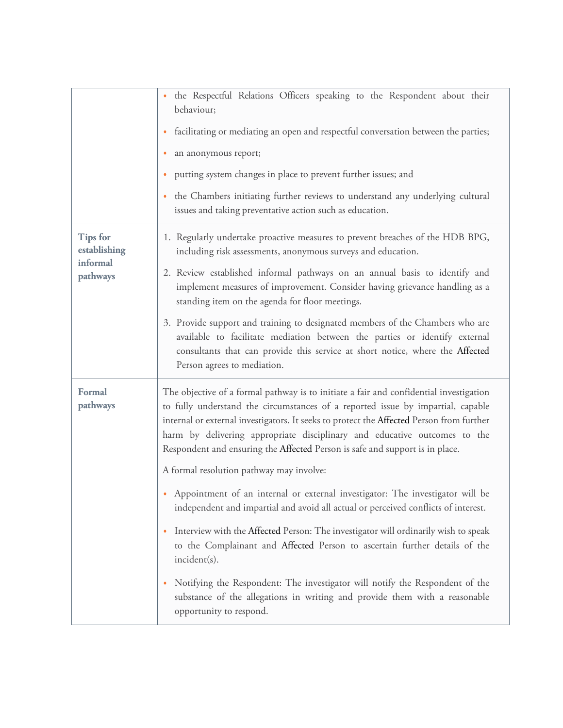| | |
|---|---|
| | • the Respectful Relations Officers speaking to the Respondent about their behaviour;<br><br>• facilitating or mediating an open and respectful conversation between the parties;<br><br>• an anonymous report;<br><br>• putting system changes in place to prevent further issues; and<br><br>• the Chambers initiating further reviews to understand any underlying cultural issues and taking preventative action such as education. |
| **Tips for establishing informal pathways** | 1. Regularly undertake proactive measures to prevent breaches of the HDB BPG, including risk assessments, anonymous surveys and education.<br><br>2. Review established informal pathways on an annual basis to identify and implement measures of improvement. Consider having grievance handling as a standing item on the agenda for floor meetings.<br><br>3. Provide support and training to designated members of the Chambers who are available to facilitate mediation between the parties or identify external consultants that can provide this service at short notice, where the Affected Person agrees to mediation. |
| **Formal pathways** | The objective of a formal pathway is to initiate a fair and confidential investigation to fully understand the circumstances of a reported issue by impartial, capable internal or external investigators. It seeks to protect the Affected Person from further harm by delivering appropriate disciplinary and educative outcomes to the Respondent and ensuring the Affected Person is safe and support is in place.<br><br>A formal resolution pathway may involve:<br><br>• Appointment of an internal or external investigator: The investigator will be independent and impartial and avoid all actual or perceived conflicts of interest.<br><br>• Interview with the Affected Person: The investigator will ordinarily wish to speak to the Complainant and Affected Person to ascertain further details of the incident(s).<br><br>• Notifying the Respondent: The investigator will notify the Respondent of the substance of the allegations in writing and provide them with a reasonable opportunity to respond. |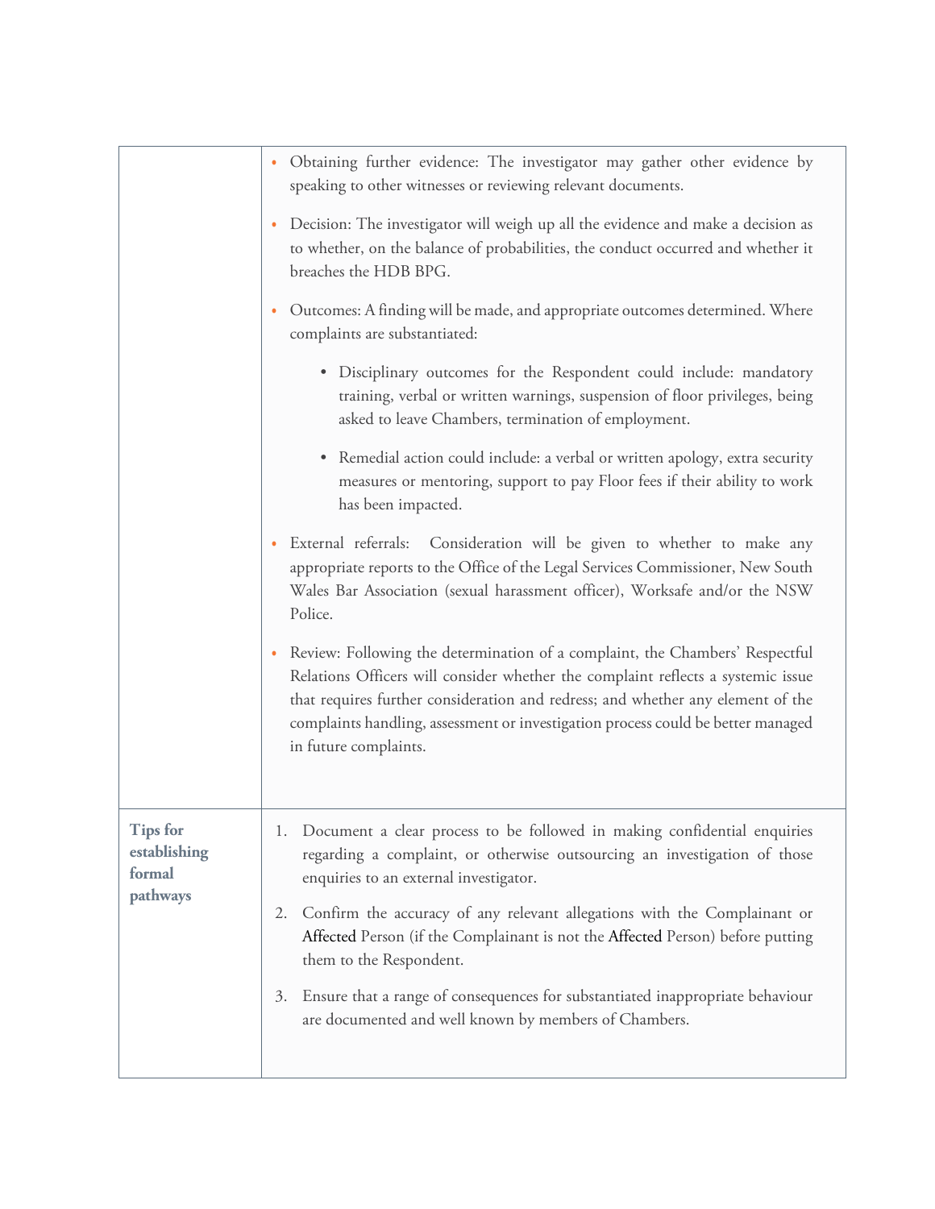| | |
|---|---|
| | • Obtaining further evidence: The investigator may gather other evidence by speaking to other witnesses or reviewing relevant documents.<br><br>• Decision: The investigator will weigh up all the evidence and make a decision as to whether, on the balance of probabilities, the conduct occurred and whether it breaches the HDB BPG.<br><br>• Outcomes: A finding will be made, and appropriate outcomes determined. Where complaints are substantiated:<br>&nbsp;&nbsp;&nbsp;&nbsp;• Disciplinary outcomes for the Respondent could include: mandatory training, verbal or written warnings, suspension of floor privileges, being asked to leave Chambers, termination of employment.<br>&nbsp;&nbsp;&nbsp;&nbsp;• Remedial action could include: a verbal or written apology, extra security measures or mentoring, support to pay Floor fees if their ability to work has been impacted.<br><br>• External referrals: Consideration will be given to whether to make any appropriate reports to the Office of the Legal Services Commissioner, New South Wales Bar Association (sexual harassment officer), Worksafe and/or the NSW Police.<br><br>• Review: Following the determination of a complaint, the Chambers' Respectful Relations Officers will consider whether the complaint reflects a systemic issue that requires further consideration and redress; and whether any element of the complaints handling, assessment or investigation process could be better managed in future complaints. |
| **Tips for establishing formal pathways** | 1. Document a clear process to be followed in making confidential enquiries regarding a complaint, or otherwise outsourcing an investigation of those enquiries to an external investigator.<br><br>2. Confirm the accuracy of any relevant allegations with the Complainant or Affected Person (if the Complainant is not the Affected Person) before putting them to the Respondent.<br><br>3. Ensure that a range of consequences for substantiated inappropriate behaviour are documented and well known by members of Chambers. |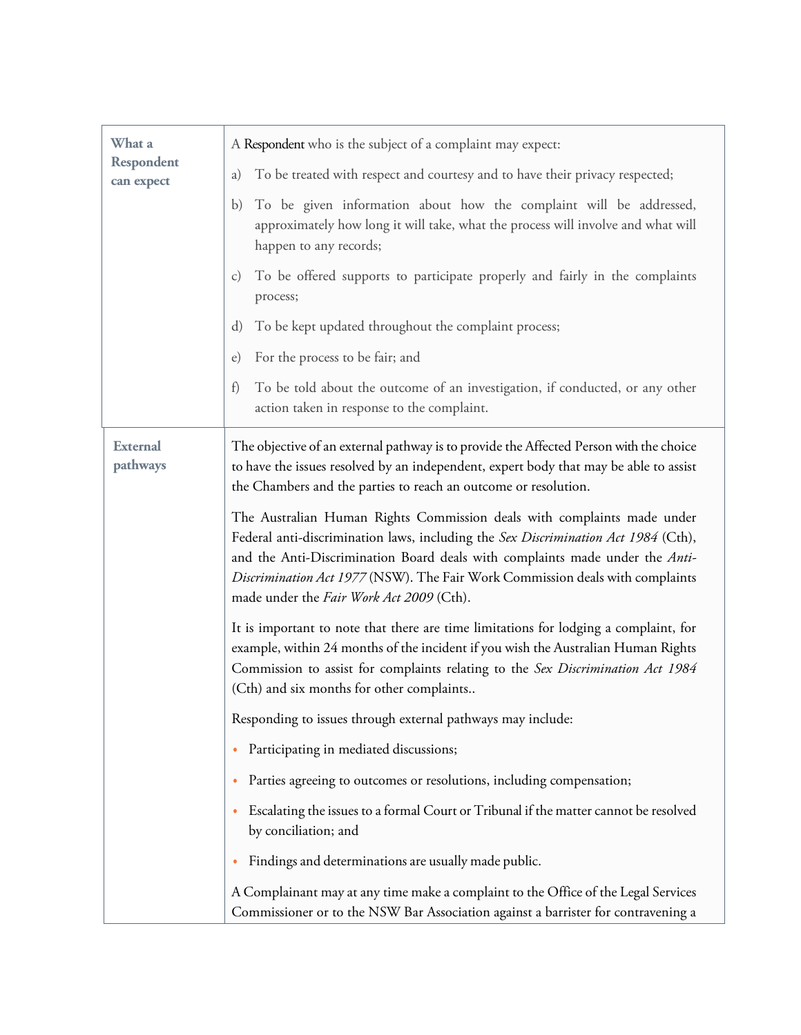| | |
|---|---|
| **What a Respondent can expect** | A Respondent who is the subject of a complaint may expect:<br><br>a) To be treated with respect and courtesy and to have their privacy respected;<br><br>b) To be given information about how the complaint will be addressed, approximately how long it will take, what the process will involve and what will happen to any records;<br><br>c) To be offered supports to participate properly and fairly in the complaints process;<br><br>d) To be kept updated throughout the complaint process;<br><br>e) For the process to be fair; and<br><br>f) To be told about the outcome of an investigation, if conducted, or any other action taken in response to the complaint. |
| **External pathways** | The objective of an external pathway is to provide the Affected Person with the choice to have the issues resolved by an independent, expert body that may be able to assist the Chambers and the parties to reach an outcome or resolution.<br><br>The Australian Human Rights Commission deals with complaints made under Federal anti-discrimination laws, including the *Sex Discrimination Act 1984* (Cth), and the Anti-Discrimination Board deals with complaints made under the *Anti-Discrimination Act 1977* (NSW). The Fair Work Commission deals with complaints made under the *Fair Work Act 2009* (Cth).<br><br>It is important to note that there are time limitations for lodging a complaint, for example, within 24 months of the incident if you wish the Australian Human Rights Commission to assist for complaints relating to the *Sex Discrimination Act 1984* (Cth) and six months for other complaints..<br><br>Responding to issues through external pathways may include:<br><br>• Participating in mediated discussions;<br><br>• Parties agreeing to outcomes or resolutions, including compensation;<br><br>• Escalating the issues to a formal Court or Tribunal if the matter cannot be resolved by conciliation; and<br><br>• Findings and determinations are usually made public.<br><br>A Complainant may at any time make a complaint to the Office of the Legal Services Commissioner or to the NSW Bar Association against a barrister for contravening a |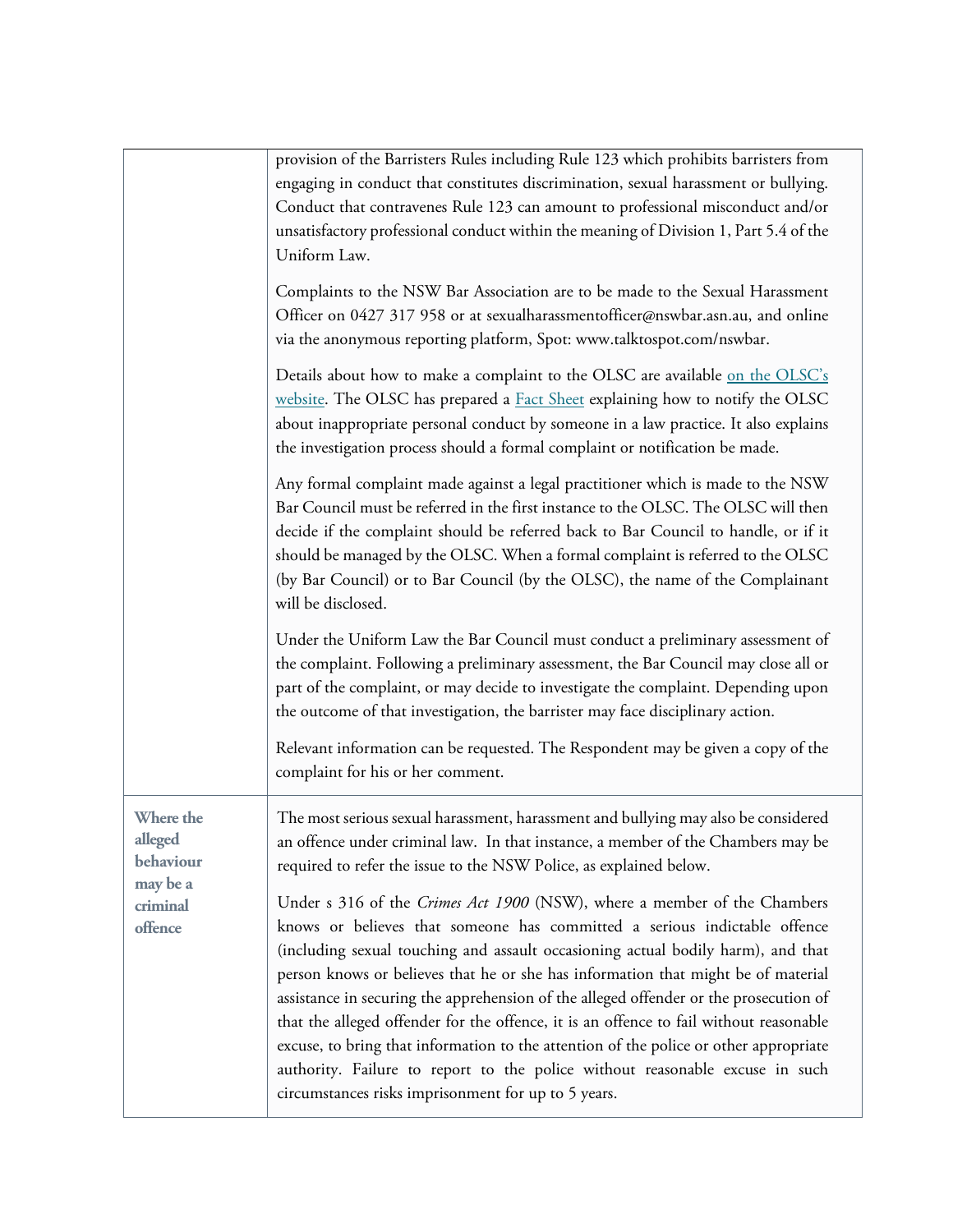| | |
|---|---|
| | provision of the Barristers Rules including Rule 123 which prohibits barristers from engaging in conduct that constitutes discrimination, sexual harassment or bullying. Conduct that contravenes Rule 123 can amount to professional misconduct and/or unsatisfactory professional conduct within the meaning of Division 1, Part 5.4 of the Uniform Law.<br><br>Complaints to the NSW Bar Association are to be made to the Sexual Harassment Officer on 0427 317 958 or at sexualharassmentofficer@nswbar.asn.au, and online via the anonymous reporting platform, Spot: www.talktospot.com/nswbar.<br><br>Details about how to make a complaint to the OLSC are available on the OLSC's website. The OLSC has prepared a Fact Sheet explaining how to notify the OLSC about inappropriate personal conduct by someone in a law practice. It also explains the investigation process should a formal complaint or notification be made.<br><br>Any formal complaint made against a legal practitioner which is made to the NSW Bar Council must be referred in the first instance to the OLSC. The OLSC will then decide if the complaint should be referred back to Bar Council to handle, or if it should be managed by the OLSC. When a formal complaint is referred to the OLSC (by Bar Council) or to Bar Council (by the OLSC), the name of the Complainant will be disclosed.<br><br>Under the Uniform Law the Bar Council must conduct a preliminary assessment of the complaint. Following a preliminary assessment, the Bar Council may close all or part of the complaint, or may decide to investigate the complaint. Depending upon the outcome of that investigation, the barrister may face disciplinary action.<br><br>Relevant information can be requested. The Respondent may be given a copy of the complaint for his or her comment. |
| **Where the alleged behaviour may be a criminal offence** | The most serious sexual harassment, harassment and bullying may also be considered an offence under criminal law. In that instance, a member of the Chambers may be required to refer the issue to the NSW Police, as explained below.<br><br>Under s 316 of the *Crimes Act 1900* (NSW), where a member of the Chambers knows or believes that someone has committed a serious indictable offence (including sexual touching and assault occasioning actual bodily harm), and that person knows or believes that he or she has information that might be of material assistance in securing the apprehension of the alleged offender or the prosecution of that the alleged offender for the offence, it is an offence to fail without reasonable excuse, to bring that information to the attention of the police or other appropriate authority. Failure to report to the police without reasonable excuse in such circumstances risks imprisonment for up to 5 years. |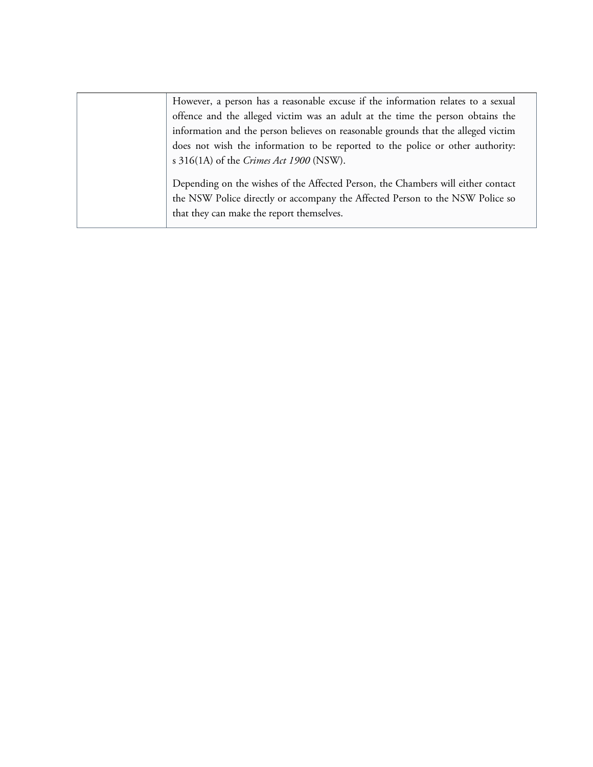| | |
|---|---|
| | However, a person has a reasonable excuse if the information relates to a sexual offence and the alleged victim was an adult at the time the person obtains the information and the person believes on reasonable grounds that the alleged victim does not wish the information to be reported to the police or other authority: s 316(1A) of the *Crimes Act 1900* (NSW).<br><br>Depending on the wishes of the Affected Person, the Chambers will either contact the NSW Police directly or accompany the Affected Person to the NSW Police so that they can make the report themselves. |